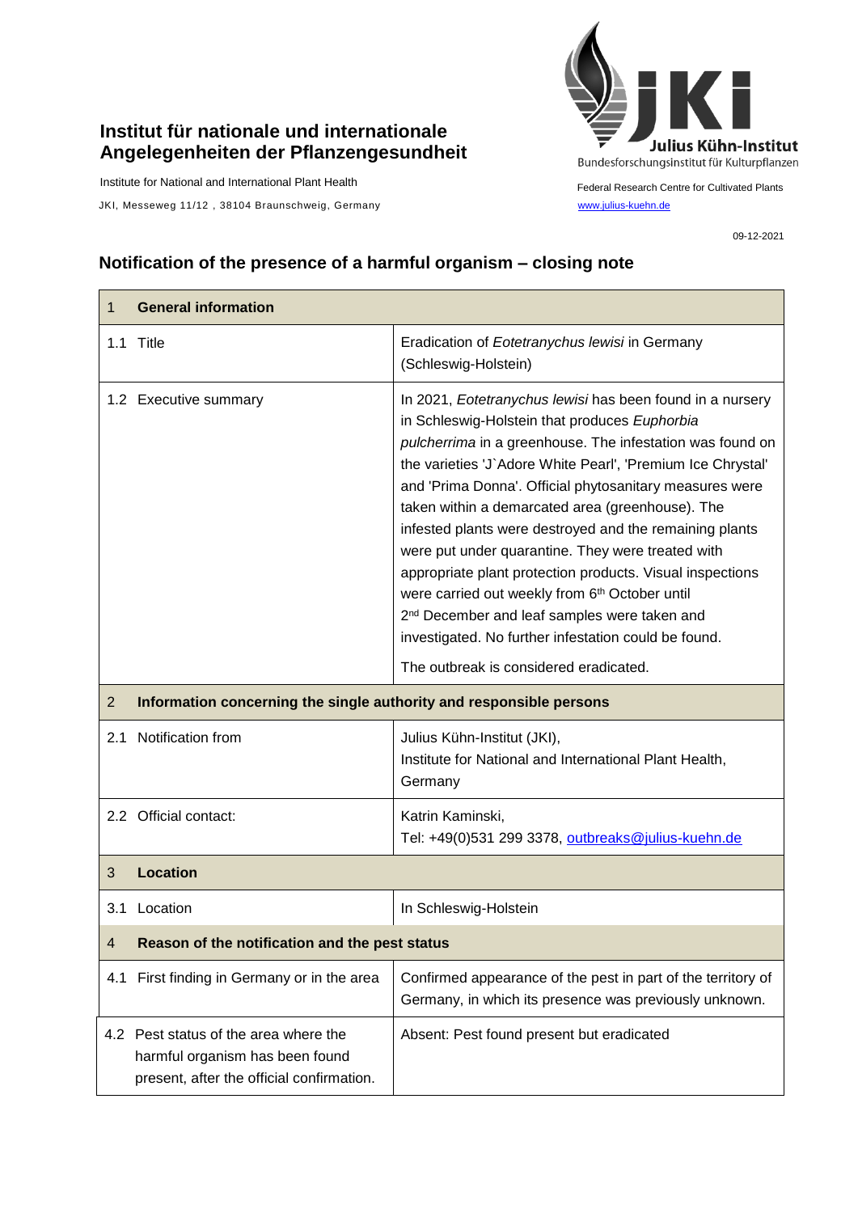**Institut für nationale und internationale Angelegenheiten der Pflanzengesundheit**

Institute for National and International Plant Health

JKI, Messeweg 11/12 , 38104 Braunschweig, Germany

Julius Kühn-Institut
Bundesforschungsinstitut für Kulturpflanzen

Federal Research Centre for Cultivated Plants
www.julius-kuehn.de

09-12-2021

## Notification of the presence of a harmful organism – closing note

| 1 **General information** | |
|---|---|
| 1.1 Title | Eradication of *Eotetranychus lewisi* in Germany (Schleswig-Holstein) |
| 1.2 Executive summary | In 2021, *Eotetranychus lewisi* has been found in a nursery in Schleswig-Holstein that produces *Euphorbia pulcherrima* in a greenhouse. The infestation was found on the varieties 'J`Adore White Pearl', 'Premium Ice Chrystal' and 'Prima Donna'. Official phytosanitary measures were taken within a demarcated area (greenhouse). The infested plants were destroyed and the remaining plants were put under quarantine. They were treated with appropriate plant protection products. Visual inspections were carried out weekly from 6th October until 2nd December and leaf samples were taken and investigated. No further infestation could be found.<br><br>The outbreak is considered eradicated. |
| 2 **Information concerning the single authority and responsible persons** | |
| 2.1 Notification from | Julius Kühn-Institut (JKI),<br>Institute for National and International Plant Health, Germany |
| 2.2 Official contact: | Katrin Kaminski,<br>Tel: +49(0)531 299 3378, outbreaks@julius-kuehn.de |
| 3 **Location** | |
| 3.1 Location | In Schleswig-Holstein |
| 4 **Reason of the notification and the pest status** | |
| 4.1 First finding in Germany or in the area | Confirmed appearance of the pest in part of the territory of Germany, in which its presence was previously unknown. |
| 4.2 Pest status of the area where the harmful organism has been found present, after the official confirmation. | Absent: Pest found present but eradicated |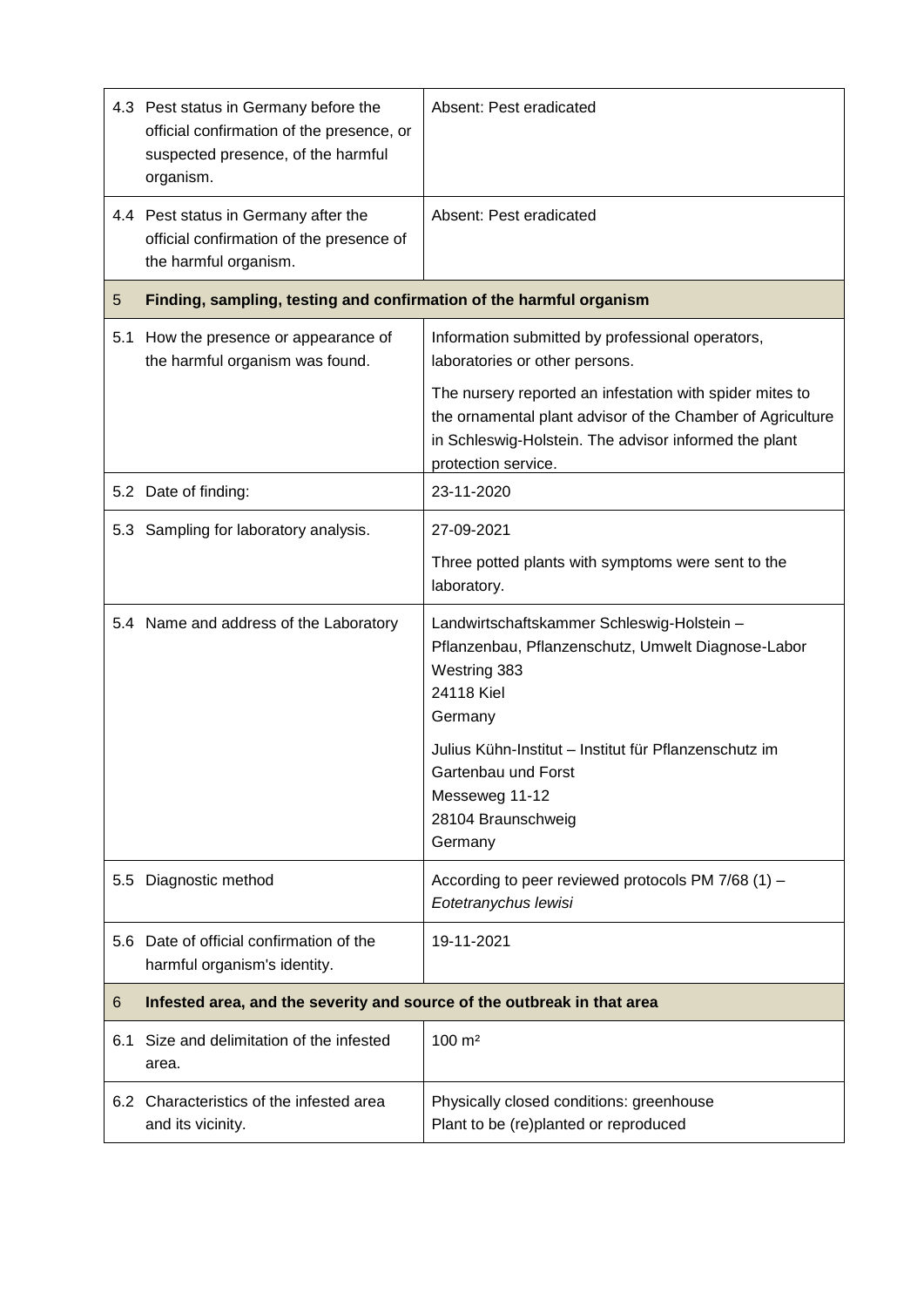| | | |
|---|---|---|
| 4.3 | Pest status in Germany before the official confirmation of the presence, or suspected presence, of the harmful organism. | Absent: Pest eradicated |
| 4.4 | Pest status in Germany after the official confirmation of the presence of the harmful organism. | Absent: Pest eradicated |
| **5** | **Finding, sampling, testing and confirmation of the harmful organism** | |
| 5.1 | How the presence or appearance of the harmful organism was found. | Information submitted by professional operators, laboratories or other persons.<br><br>The nursery reported an infestation with spider mites to the ornamental plant advisor of the Chamber of Agriculture in Schleswig-Holstein. The advisor informed the plant protection service. |
| 5.2 | Date of finding: | 23-11-2020 |
| 5.3 | Sampling for laboratory analysis. | 27-09-2021<br><br>Three potted plants with symptoms were sent to the laboratory. |
| 5.4 | Name and address of the Laboratory | Landwirtschaftskammer Schleswig-Holstein – Pflanzenbau, Pflanzenschutz, Umwelt Diagnose-Labor<br>Westring 383<br>24118 Kiel<br>Germany<br><br>Julius Kühn-Institut – Institut für Pflanzenschutz im Gartenbau und Forst<br>Messeweg 11-12<br>28104 Braunschweig<br>Germany |
| 5.5 | Diagnostic method | According to peer reviewed protocols PM 7/68 (1) – *Eotetranychus lewisi* |
| 5.6 | Date of official confirmation of the harmful organism's identity. | 19-11-2021 |
| **6** | **Infested area, and the severity and source of the outbreak in that area** | |
| 6.1 | Size and delimitation of the infested area. | 100 m² |
| 6.2 | Characteristics of the infested area and its vicinity. | Physically closed conditions: greenhouse<br>Plant to be (re)planted or reproduced |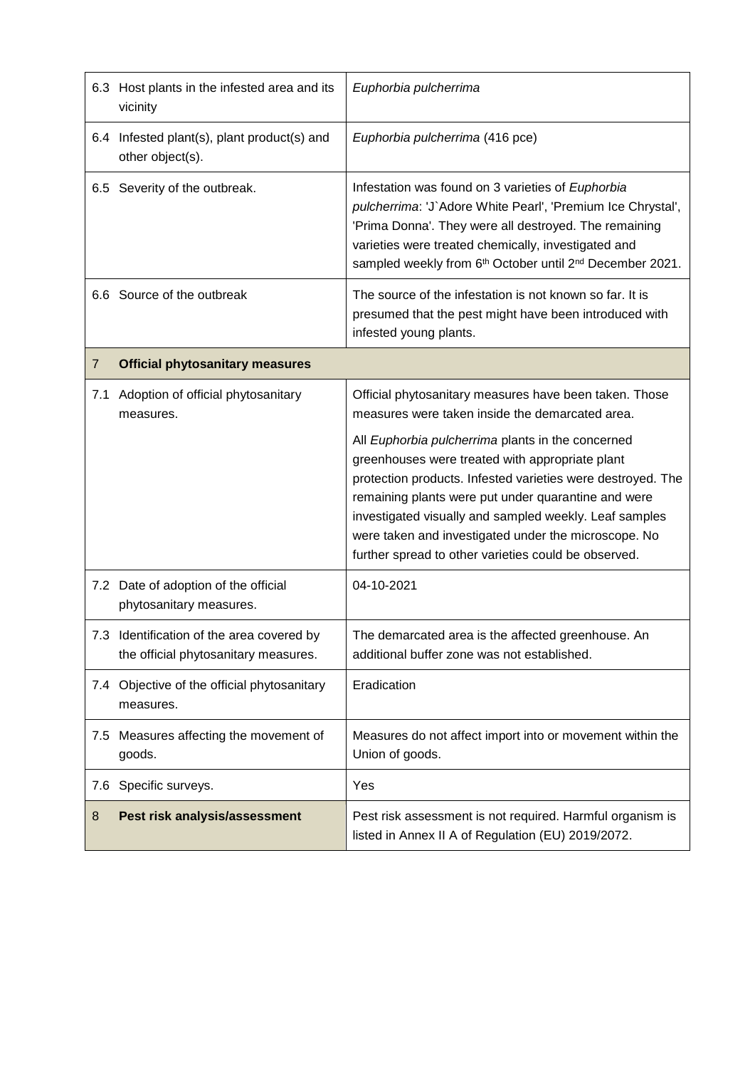| | | |
|---|---|---|
| 6.3 | Host plants in the infested area and its vicinity | *Euphorbia pulcherrima* |
| 6.4 | Infested plant(s), plant product(s) and other object(s). | *Euphorbia pulcherrima* (416 pce) |
| 6.5 | Severity of the outbreak. | Infestation was found on 3 varieties of *Euphorbia pulcherrima*: 'J`Adore White Pearl', 'Premium Ice Chrystal', 'Prima Donna'. They were all destroyed. The remaining varieties were treated chemically, investigated and sampled weekly from 6th October until 2nd December 2021. |
| 6.6 | Source of the outbreak | The source of the infestation is not known so far. It is presumed that the pest might have been introduced with infested young plants. |
| **7** | **Official phytosanitary measures** | |
| 7.1 | Adoption of official phytosanitary measures. | Official phytosanitary measures have been taken. Those measures were taken inside the demarcated area.<br><br>All *Euphorbia pulcherrima* plants in the concerned greenhouses were treated with appropriate plant protection products. Infested varieties were destroyed. The remaining plants were put under quarantine and were investigated visually and sampled weekly. Leaf samples were taken and investigated under the microscope. No further spread to other varieties could be observed. |
| 7.2 | Date of adoption of the official phytosanitary measures. | 04-10-2021 |
| 7.3 | Identification of the area covered by the official phytosanitary measures. | The demarcated area is the affected greenhouse. An additional buffer zone was not established. |
| 7.4 | Objective of the official phytosanitary measures. | Eradication |
| 7.5 | Measures affecting the movement of goods. | Measures do not affect import into or movement within the Union of goods. |
| 7.6 | Specific surveys. | Yes |
| **8** | **Pest risk analysis/assessment** | Pest risk assessment is not required. Harmful organism is listed in Annex II A of Regulation (EU) 2019/2072. |